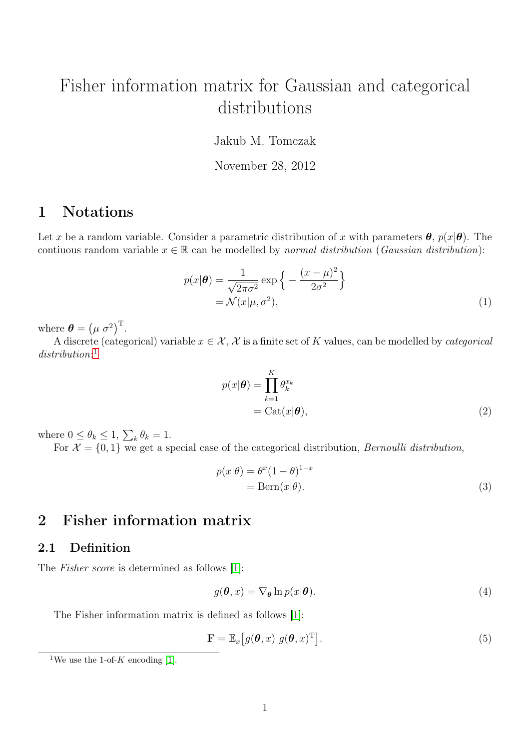# Fisher information matrix for Gaussian and categorical distributions

Jakub M. Tomczak

November 28, 2012

## 1 Notations

Let $x$ be a random variable. Consider a parametric distribution of $x$ with parameters $\boldsymbol{\theta}$, $p(x|\boldsymbol{\theta})$. The contiuous random variable $x \in \mathbb{R}$ can be modelled by *normal distribution* (*Gaussian distribution*):

$$
\begin{aligned}
p(x|\boldsymbol{\theta}) &= \frac{1}{\sqrt{2\pi\sigma^2}} \exp\Big\{ -\frac{(x-\mu)^2}{2\sigma^2} \Big\} \\
&= \mathcal{N}(x|\mu, \sigma^2),
\end{aligned} \tag{1}
$$

where $\boldsymbol{\theta} = \big(\mu \ \sigma^2\big)^{\mathrm{T}}$.

A discrete (categorical) variable $x \in \mathcal{X}$, $\mathcal{X}$ is a finite set of $K$ values, can be modelled by *categorical distribution*:[1]

$$
\begin{aligned}
p(x|\boldsymbol{\theta}) &= \prod_{k=1}^{K} \theta_k^{x_k} \\
&= \mathrm{Cat}(x|\boldsymbol{\theta}),
\end{aligned} \tag{2}
$$

where $0 \leq \theta_k \leq 1$, $\sum_k \theta_k = 1$.

For $\mathcal{X} = \{0, 1\}$ we get a special case of the categorical distribution, *Bernoulli distribution*,

$$
\begin{aligned}
p(x|\theta) &= \theta^x (1-\theta)^{1-x} \\
&= \mathrm{Bern}(x|\theta).
\end{aligned} \tag{3}
$$

## 2 Fisher information matrix

### 2.1 Definition

The *Fisher score* is determined as follows [1]:

$$
g(\boldsymbol{\theta}, x) = \nabla_{\boldsymbol{\theta}} \ln p(x|\boldsymbol{\theta}). \tag{4}
$$

The Fisher information matrix is defined as follows [1]:

$$
\mathbf{F} = \mathbb{E}_x\big[g(\boldsymbol{\theta}, x)\ g(\boldsymbol{\theta}, x)^{\mathrm{T}}\big]. \tag{5}
$$

[1] We use the 1-of-$K$ encoding [1].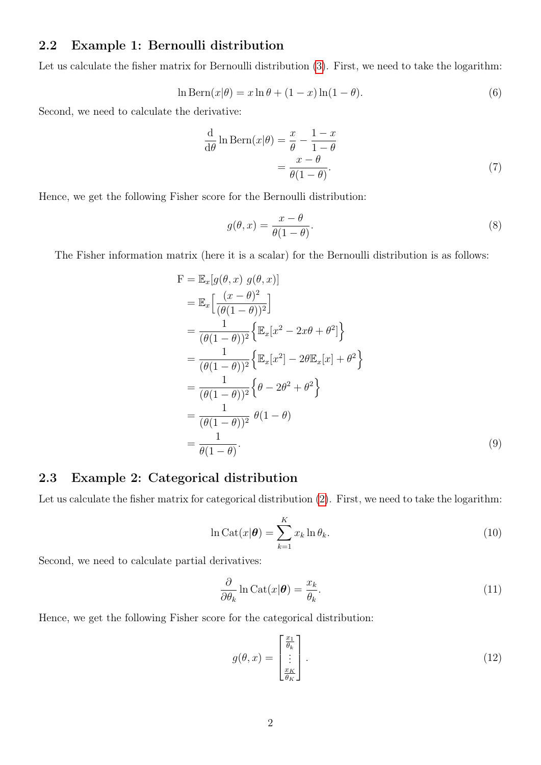### 2.2 Example 1: Bernoulli distribution

Let us calculate the fisher matrix for Bernoulli distribution (3). First, we need to take the logarithm:

$$\ln \mathrm{Bern}(x|\theta) = x \ln \theta + (1-x)\ln(1-\theta). \tag{6}$$

Second, we need to calculate the derivative:

$$\begin{aligned}\frac{\mathrm{d}}{\mathrm{d}\theta} \ln \mathrm{Bern}(x|\theta) &= \frac{x}{\theta} - \frac{1-x}{1-\theta} \\ &= \frac{x-\theta}{\theta(1-\theta)}.\end{aligned} \tag{7}$$

Hence, we get the following Fisher score for the Bernoulli distribution:

$$g(\theta, x) = \frac{x-\theta}{\theta(1-\theta)}. \tag{8}$$

The Fisher information matrix (here it is a scalar) for the Bernoulli distribution is as follows:

$$\begin{aligned}\mathrm{F} &= \mathbb{E}_x[g(\theta,x)\ g(\theta,x)] \\ &= \mathbb{E}_x\Big[\frac{(x-\theta)^2}{(\theta(1-\theta))^2}\Big] \\ &= \frac{1}{(\theta(1-\theta))^2}\Big\{\mathbb{E}_x[x^2 - 2x\theta + \theta^2]\Big\} \\ &= \frac{1}{(\theta(1-\theta))^2}\Big\{\mathbb{E}_x[x^2] - 2\theta\mathbb{E}_x[x] + \theta^2\Big\} \\ &= \frac{1}{(\theta(1-\theta))^2}\Big\{\theta - 2\theta^2 + \theta^2\Big\} \\ &= \frac{1}{(\theta(1-\theta))^2}\ \theta(1-\theta) \\ &= \frac{1}{\theta(1-\theta)}.\end{aligned} \tag{9}$$

### 2.3 Example 2: Categorical distribution

Let us calculate the fisher matrix for categorical distribution (2). First, we need to take the logarithm:

$$\ln \mathrm{Cat}(x|\boldsymbol{\theta}) = \sum_{k=1}^{K} x_k \ln \theta_k. \tag{10}$$

Second, we need to calculate partial derivatives:

$$\frac{\partial}{\partial \theta_k} \ln \mathrm{Cat}(x|\boldsymbol{\theta}) = \frac{x_k}{\theta_k}. \tag{11}$$

Hence, we get the following Fisher score for the categorical distribution:

$$g(\theta, x) = \begin{bmatrix} \frac{x_1}{\theta_k} \\ \vdots \\ \frac{x_K}{\theta_K} \end{bmatrix}. \tag{12}$$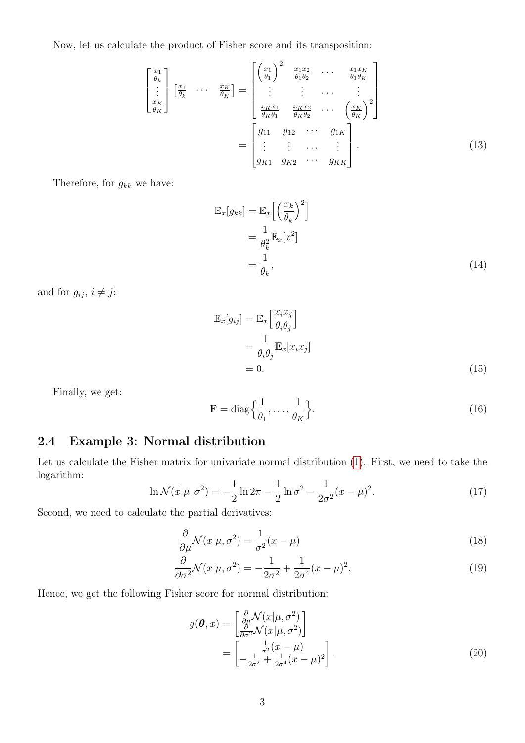Now, let us calculate the product of Fisher score and its transposition:

$$
\begin{bmatrix} \frac{x_1}{\theta_k} \\ \vdots \\ \frac{x_K}{\theta_K} \end{bmatrix} \begin{bmatrix} \frac{x_1}{\theta_k} & \cdots & \frac{x_K}{\theta_K} \end{bmatrix} = \begin{bmatrix} \left(\frac{x_1}{\theta_1}\right)^2 & \frac{x_1 x_2}{\theta_1 \theta_2} & \cdots & \frac{x_1 x_K}{\theta_1 \theta_K} \\ \vdots & \vdots & \cdots & \vdots \\ \frac{x_K x_1}{\theta_K \theta_1} & \frac{x_K x_2}{\theta_K \theta_2} & \cdots & \left(\frac{x_K}{\theta_K}\right)^2 \end{bmatrix}
= \begin{bmatrix} g_{11} & g_{12} & \cdots & g_{1K} \\ \vdots & \vdots & \cdots & \vdots \\ g_{K1} & g_{K2} & \cdots & g_{KK} \end{bmatrix}. \tag{13}
$$

Therefore, for $g_{kk}$ we have:

$$
\begin{aligned}
\mathbb{E}_x[g_{kk}] &= \mathbb{E}_x\Big[\Big(\frac{x_k}{\theta_k}\Big)^2\Big] \\
&= \frac{1}{\theta_k^2}\mathbb{E}_x[x^2] \\
&= \frac{1}{\theta_k},
\end{aligned} \tag{14}
$$

and for $g_{ij}$, $i \neq j$:

$$
\begin{aligned}
\mathbb{E}_x[g_{ij}] &= \mathbb{E}_x\Big[\frac{x_i x_j}{\theta_i \theta_j}\Big] \\
&= \frac{1}{\theta_i \theta_j}\mathbb{E}_x[x_i x_j] \\
&= 0.
\end{aligned} \tag{15}
$$

Finally, we get:

$$
\mathbf{F} = \mathrm{diag}\Big\{\frac{1}{\theta_1}, \ldots, \frac{1}{\theta_K}\Big\}. \tag{16}
$$

## 2.4 Example 3: Normal distribution

Let us calculate the Fisher matrix for univariate normal distribution (1). First, we need to take the logarithm:

$$
\ln \mathcal{N}(x|\mu, \sigma^2) = -\frac{1}{2}\ln 2\pi - \frac{1}{2}\ln \sigma^2 - \frac{1}{2\sigma^2}(x-\mu)^2. \tag{17}
$$

Second, we need to calculate the partial derivatives:

$$
\frac{\partial}{\partial \mu}\mathcal{N}(x|\mu, \sigma^2) = \frac{1}{\sigma^2}(x-\mu) \tag{18}
$$

$$
\frac{\partial}{\partial \sigma^2}\mathcal{N}(x|\mu, \sigma^2) = -\frac{1}{2\sigma^2} + \frac{1}{2\sigma^4}(x-\mu)^2. \tag{19}
$$

Hence, we get the following Fisher score for normal distribution:

$$
\begin{aligned}
g(\boldsymbol{\theta}, x) &= \begin{bmatrix} \frac{\partial}{\partial \mu}\mathcal{N}(x|\mu, \sigma^2) \\ \frac{\partial}{\partial \sigma^2}\mathcal{N}(x|\mu, \sigma^2) \end{bmatrix} \\
&= \begin{bmatrix} \frac{1}{\sigma^2}(x-\mu) \\ -\frac{1}{2\sigma^2} + \frac{1}{2\sigma^4}(x-\mu)^2 \end{bmatrix}.
\end{aligned} \tag{20}
$$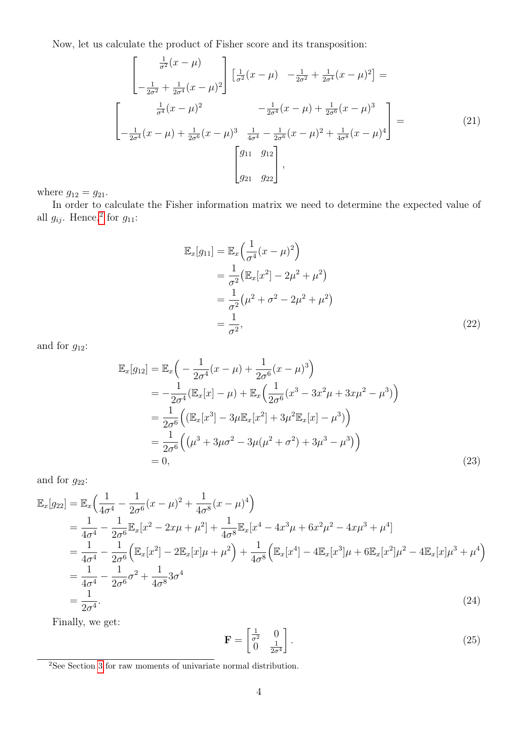Now, let us calculate the product of Fisher score and its transposition:

$$
\begin{bmatrix} \frac{1}{\sigma^2}(x-\mu) \\ -\frac{1}{2\sigma^2} + \frac{1}{2\sigma^4}(x-\mu)^2 \end{bmatrix} \begin{bmatrix} \frac{1}{\sigma^2}(x-\mu) & -\frac{1}{2\sigma^2} + \frac{1}{2\sigma^4}(x-\mu)^2 \end{bmatrix} =
$$

$$
\begin{bmatrix} \frac{1}{\sigma^4}(x-\mu)^2 & -\frac{1}{2\sigma^4}(x-\mu) + \frac{1}{2\sigma^6}(x-\mu)^3 \\ -\frac{1}{2\sigma^4}(x-\mu) + \frac{1}{2\sigma^6}(x-\mu)^3 & \frac{1}{4\sigma^4} - \frac{1}{2\sigma^6}(x-\mu)^2 + \frac{1}{4\sigma^8}(x-\mu)^4 \end{bmatrix} = \tag{21}
$$

$$
\begin{bmatrix} g_{11} & g_{12} \\ g_{21} & g_{22} \end{bmatrix},
$$

where $g_{12} = g_{21}$.

In order to calculate the Fisher information matrix we need to determine the expected value of all $g_{ij}$. Hence,[2] for $g_{11}$:

$$
\begin{aligned}
\mathbb{E}_x[g_{11}] &= \mathbb{E}_x\Big(\frac{1}{\sigma^4}(x-\mu)^2\Big) \\
&= \frac{1}{\sigma^2}\big(\mathbb{E}_x[x^2] - 2\mu^2 + \mu^2\big) \\
&= \frac{1}{\sigma^2}\big(\mu^2 + \sigma^2 - 2\mu^2 + \mu^2\big) \\
&= \frac{1}{\sigma^2},
\end{aligned} \tag{22}
$$

and for $g_{12}$:

$$
\begin{aligned}
\mathbb{E}_x[g_{12}] &= \mathbb{E}_x\Big(-\frac{1}{2\sigma^4}(x-\mu) + \frac{1}{2\sigma^6}(x-\mu)^3\Big) \\
&= -\frac{1}{2\sigma^4}(\mathbb{E}_x[x] - \mu) + \mathbb{E}_x\Big(\frac{1}{2\sigma^6}(x^3 - 3x^2\mu + 3x\mu^2 - \mu^3)\Big) \\
&= \frac{1}{2\sigma^6}\Big((\mathbb{E}_x[x^3] - 3\mu\mathbb{E}_x[x^2] + 3\mu^2\mathbb{E}_x[x] - \mu^3)\Big) \\
&= \frac{1}{2\sigma^6}\Big(\big(\mu^3 + 3\mu\sigma^2 - 3\mu(\mu^2 + \sigma^2) + 3\mu^3 - \mu^3\big)\Big) \\
&= 0,
\end{aligned} \tag{23}
$$

and for $g_{22}$:

$$
\begin{aligned}
\mathbb{E}_x[g_{22}] &= \mathbb{E}_x\Big(\frac{1}{4\sigma^4} - \frac{1}{2\sigma^6}(x-\mu)^2 + \frac{1}{4\sigma^8}(x-\mu)^4\Big) \\
&= \frac{1}{4\sigma^4} - \frac{1}{2\sigma^6}\mathbb{E}_x[x^2 - 2x\mu + \mu^2] + \frac{1}{4\sigma^8}\mathbb{E}_x[x^4 - 4x^3\mu + 6x^2\mu^2 - 4x\mu^3 + \mu^4] \\
&= \frac{1}{4\sigma^4} - \frac{1}{2\sigma^6}\Big(\mathbb{E}_x[x^2] - 2\mathbb{E}_x[x]\mu + \mu^2\Big) + \frac{1}{4\sigma^8}\Big(\mathbb{E}_x[x^4] - 4\mathbb{E}_x[x^3]\mu + 6\mathbb{E}_x[x^2]\mu^2 - 4\mathbb{E}_x[x]\mu^3 + \mu^4\Big) \\
&= \frac{1}{4\sigma^4} - \frac{1}{2\sigma^6}\sigma^2 + \frac{1}{4\sigma^8}3\sigma^4 \\
&= \frac{1}{2\sigma^4}.
\end{aligned} \tag{24}
$$

Finally, we get:

$$
\mathbf{F} = \begin{bmatrix} \frac{1}{\sigma^2} & 0 \\ 0 & \frac{1}{2\sigma^4} \end{bmatrix}. \tag{25}
$$

---

[2] See Section 3 for raw moments of univariate normal distribution.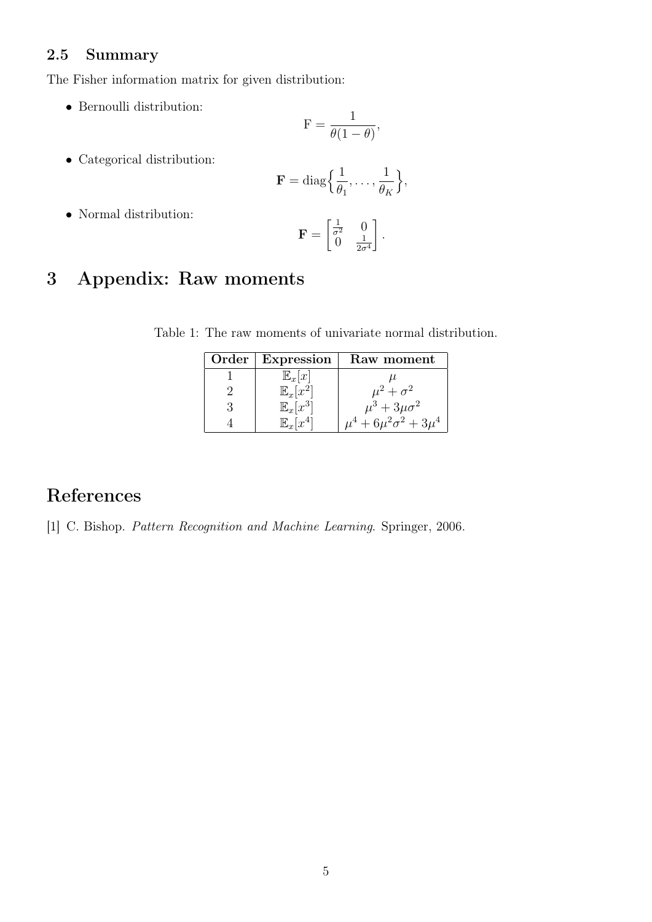### 2.5 Summary

The Fisher information matrix for given distribution:

- Bernoulli distribution:

$$\mathrm{F} = \frac{1}{\theta(1-\theta)},$$

- Categorical distribution:

$$\mathbf{F} = \mathrm{diag}\Big\{\frac{1}{\theta_1}, \ldots, \frac{1}{\theta_K}\Big\},$$

- Normal distribution:

$$\mathbf{F} = \begin{bmatrix} \frac{1}{\sigma^2} & 0 \\ 0 & \frac{1}{2\sigma^4} \end{bmatrix}.$$

# 3 Appendix: Raw moments

Table 1: The raw moments of univariate normal distribution.

| **Order** | **Expression** | **Raw moment** |
|---|---|---|
| 1 | $\mathbb{E}_x[x]$ | $\mu$ |
| 2 | $\mathbb{E}_x[x^2]$ | $\mu^2 + \sigma^2$ |
| 3 | $\mathbb{E}_x[x^3]$ | $\mu^3 + 3\mu\sigma^2$ |
| 4 | $\mathbb{E}_x[x^4]$ | $\mu^4 + 6\mu^2\sigma^2 + 3\mu^4$ |

# References

[1] C. Bishop. *Pattern Recognition and Machine Learning*. Springer, 2006.